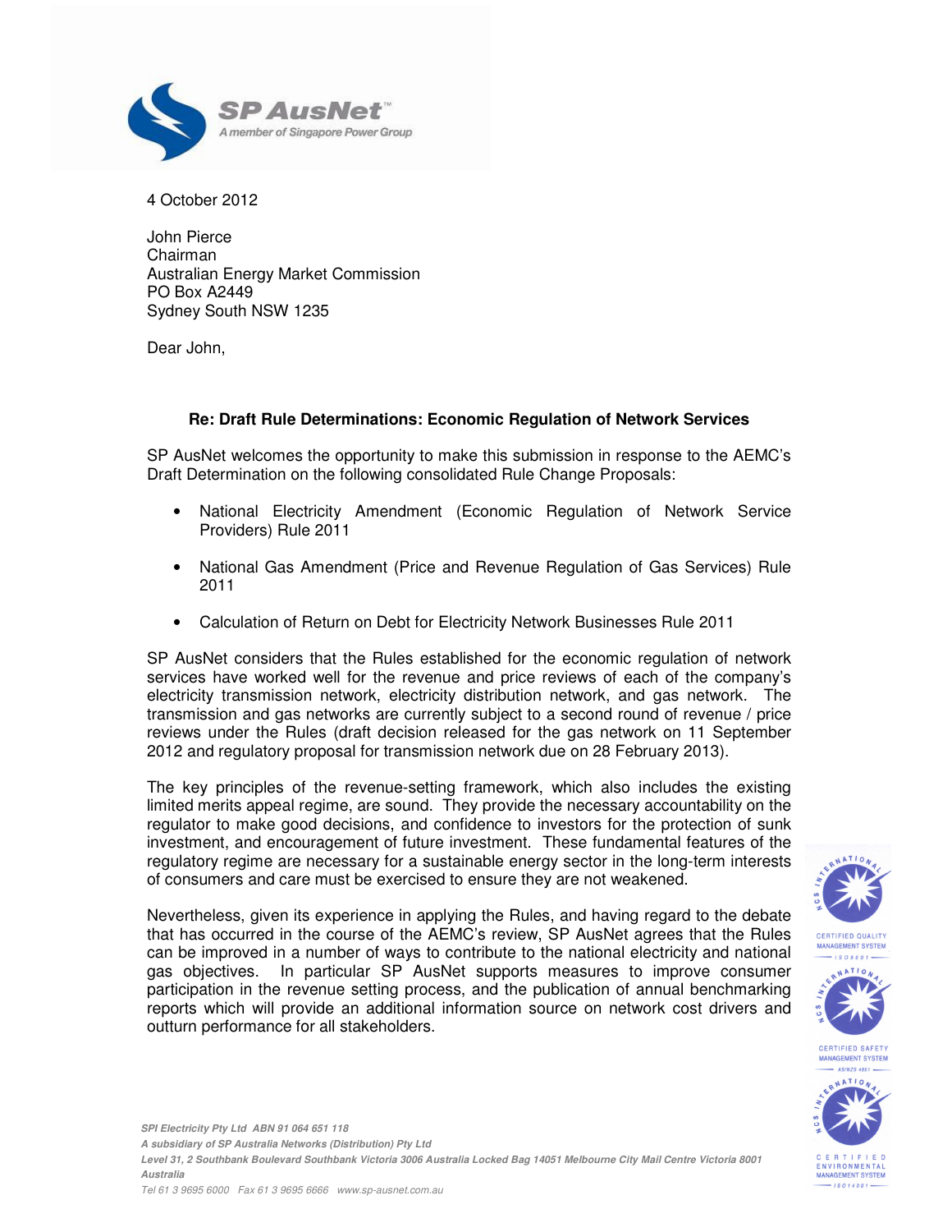SP AusNet™
A member of Singapore Power Group

4 October 2012

John Pierce
Chairman
Australian Energy Market Commission
PO Box A2449
Sydney South NSW 1235

Dear John,

**Re: Draft Rule Determinations: Economic Regulation of Network Services**

SP AusNet welcomes the opportunity to make this submission in response to the AEMC's Draft Determination on the following consolidated Rule Change Proposals:

- National Electricity Amendment (Economic Regulation of Network Service Providers) Rule 2011
- National Gas Amendment (Price and Revenue Regulation of Gas Services) Rule 2011
- Calculation of Return on Debt for Electricity Network Businesses Rule 2011

SP AusNet considers that the Rules established for the economic regulation of network services have worked well for the revenue and price reviews of each of the company's electricity transmission network, electricity distribution network, and gas network. The transmission and gas networks are currently subject to a second round of revenue / price reviews under the Rules (draft decision released for the gas network on 11 September 2012 and regulatory proposal for transmission network due on 28 February 2013).

The key principles of the revenue-setting framework, which also includes the existing limited merits appeal regime, are sound. They provide the necessary accountability on the regulator to make good decisions, and confidence to investors for the protection of sunk investment, and encouragement of future investment. These fundamental features of the regulatory regime are necessary for a sustainable energy sector in the long-term interests of consumers and care must be exercised to ensure they are not weakened.

Nevertheless, given its experience in applying the Rules, and having regard to the debate that has occurred in the course of the AEMC's review, SP AusNet agrees that the Rules can be improved in a number of ways to contribute to the national electricity and national gas objectives. In particular SP AusNet supports measures to improve consumer participation in the revenue setting process, and the publication of annual benchmarking reports which will provide an additional information source on network cost drivers and outturn performance for all stakeholders.

*SPI Electricity Pty Ltd ABN 91 064 651 118*
*A subsidiary of SP Australia Networks (Distribution) Pty Ltd*
*Level 31, 2 Southbank Boulevard Southbank Victoria 3006 Australia Locked Bag 14051 Melbourne City Mail Centre Victoria 8001 Australia*
*Tel 61 3 9695 6000 Fax 61 3 9695 6666 www.sp-ausnet.com.au*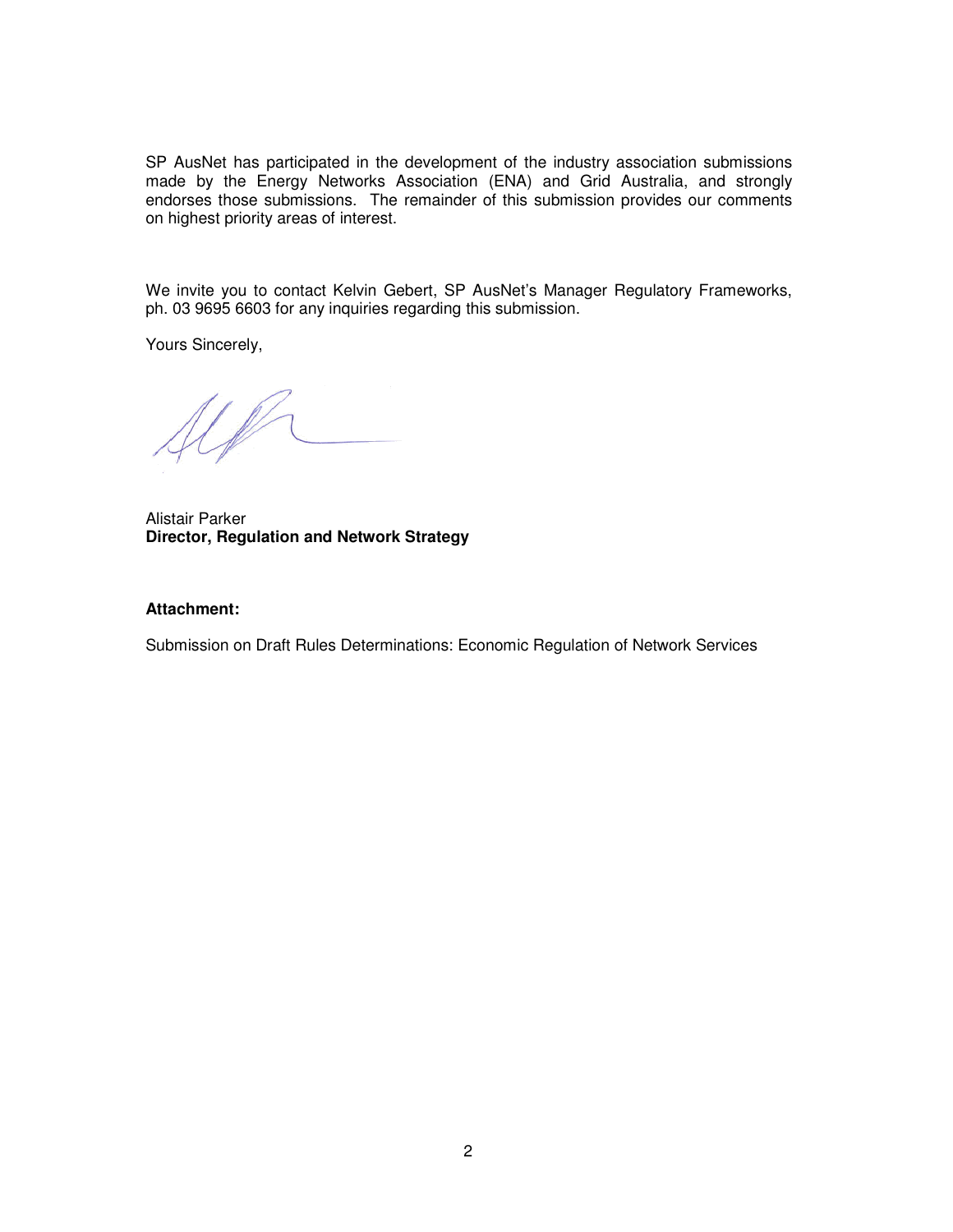SP AusNet has participated in the development of the industry association submissions made by the Energy Networks Association (ENA) and Grid Australia, and strongly endorses those submissions. The remainder of this submission provides our comments on highest priority areas of interest.

We invite you to contact Kelvin Gebert, SP AusNet's Manager Regulatory Frameworks, ph. 03 9695 6603 for any inquiries regarding this submission.

Yours Sincerely,

Alistair Parker
**Director, Regulation and Network Strategy**

**Attachment:**

Submission on Draft Rules Determinations: Economic Regulation of Network Services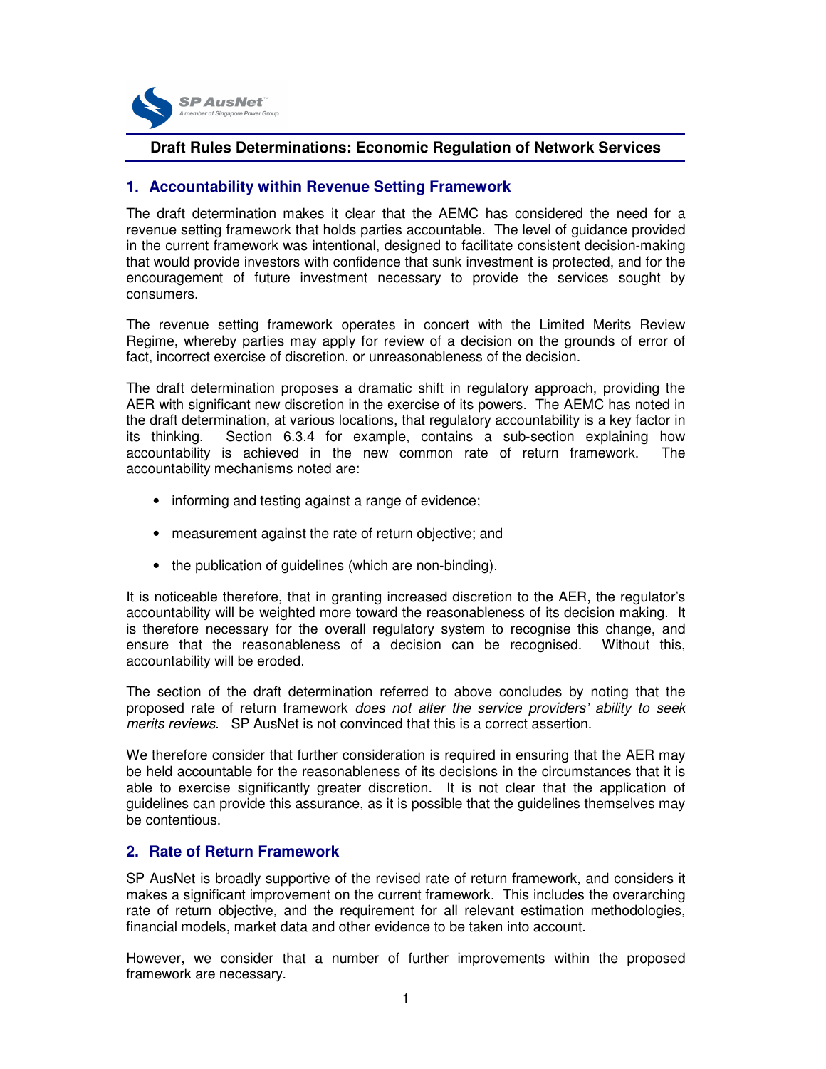**Draft Rules Determinations: Economic Regulation of Network Services**

## 1. Accountability within Revenue Setting Framework

The draft determination makes it clear that the AEMC has considered the need for a revenue setting framework that holds parties accountable. The level of guidance provided in the current framework was intentional, designed to facilitate consistent decision-making that would provide investors with confidence that sunk investment is protected, and for the encouragement of future investment necessary to provide the services sought by consumers.

The revenue setting framework operates in concert with the Limited Merits Review Regime, whereby parties may apply for review of a decision on the grounds of error of fact, incorrect exercise of discretion, or unreasonableness of the decision.

The draft determination proposes a dramatic shift in regulatory approach, providing the AER with significant new discretion in the exercise of its powers. The AEMC has noted in the draft determination, at various locations, that regulatory accountability is a key factor in its thinking. Section 6.3.4 for example, contains a sub-section explaining how accountability is achieved in the new common rate of return framework. The accountability mechanisms noted are:

- informing and testing against a range of evidence;
- measurement against the rate of return objective; and
- the publication of guidelines (which are non-binding).

It is noticeable therefore, that in granting increased discretion to the AER, the regulator's accountability will be weighted more toward the reasonableness of its decision making. It is therefore necessary for the overall regulatory system to recognise this change, and ensure that the reasonableness of a decision can be recognised. Without this, accountability will be eroded.

The section of the draft determination referred to above concludes by noting that the proposed rate of return framework *does not alter the service providers' ability to seek merits reviews*. SP AusNet is not convinced that this is a correct assertion.

We therefore consider that further consideration is required in ensuring that the AER may be held accountable for the reasonableness of its decisions in the circumstances that it is able to exercise significantly greater discretion. It is not clear that the application of guidelines can provide this assurance, as it is possible that the guidelines themselves may be contentious.

## 2. Rate of Return Framework

SP AusNet is broadly supportive of the revised rate of return framework, and considers it makes a significant improvement on the current framework. This includes the overarching rate of return objective, and the requirement for all relevant estimation methodologies, financial models, market data and other evidence to be taken into account.

However, we consider that a number of further improvements within the proposed framework are necessary.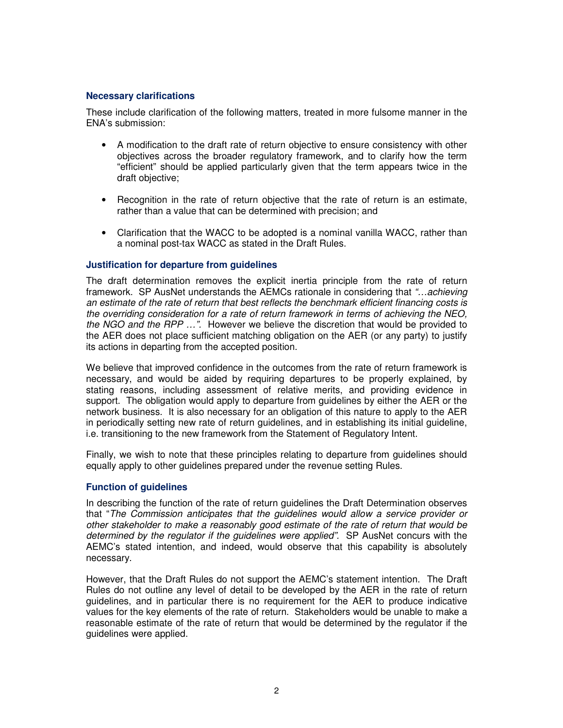### Necessary clarifications

These include clarification of the following matters, treated in more fulsome manner in the ENA's submission:

- A modification to the draft rate of return objective to ensure consistency with other objectives across the broader regulatory framework, and to clarify how the term "efficient" should be applied particularly given that the term appears twice in the draft objective;

- Recognition in the rate of return objective that the rate of return is an estimate, rather than a value that can be determined with precision; and

- Clarification that the WACC to be adopted is a nominal vanilla WACC, rather than a nominal post-tax WACC as stated in the Draft Rules.

### Justification for departure from guidelines

The draft determination removes the explicit inertia principle from the rate of return framework. SP AusNet understands the AEMCs rationale in considering that *"…achieving an estimate of the rate of return that best reflects the benchmark efficient financing costs is the overriding consideration for a rate of return framework in terms of achieving the NEO, the NGO and the RPP …".* However we believe the discretion that would be provided to the AER does not place sufficient matching obligation on the AER (or any party) to justify its actions in departing from the accepted position.

We believe that improved confidence in the outcomes from the rate of return framework is necessary, and would be aided by requiring departures to be properly explained, by stating reasons, including assessment of relative merits, and providing evidence in support. The obligation would apply to departure from guidelines by either the AER or the network business. It is also necessary for an obligation of this nature to apply to the AER in periodically setting new rate of return guidelines, and in establishing its initial guideline, i.e. transitioning to the new framework from the Statement of Regulatory Intent.

Finally, we wish to note that these principles relating to departure from guidelines should equally apply to other guidelines prepared under the revenue setting Rules.

### Function of guidelines

In describing the function of the rate of return guidelines the Draft Determination observes that "*The Commission anticipates that the guidelines would allow a service provider or other stakeholder to make a reasonably good estimate of the rate of return that would be determined by the regulator if the guidelines were applied".* SP AusNet concurs with the AEMC's stated intention, and indeed, would observe that this capability is absolutely necessary.

However, that the Draft Rules do not support the AEMC's statement intention. The Draft Rules do not outline any level of detail to be developed by the AER in the rate of return guidelines, and in particular there is no requirement for the AER to produce indicative values for the key elements of the rate of return. Stakeholders would be unable to make a reasonable estimate of the rate of return that would be determined by the regulator if the guidelines were applied.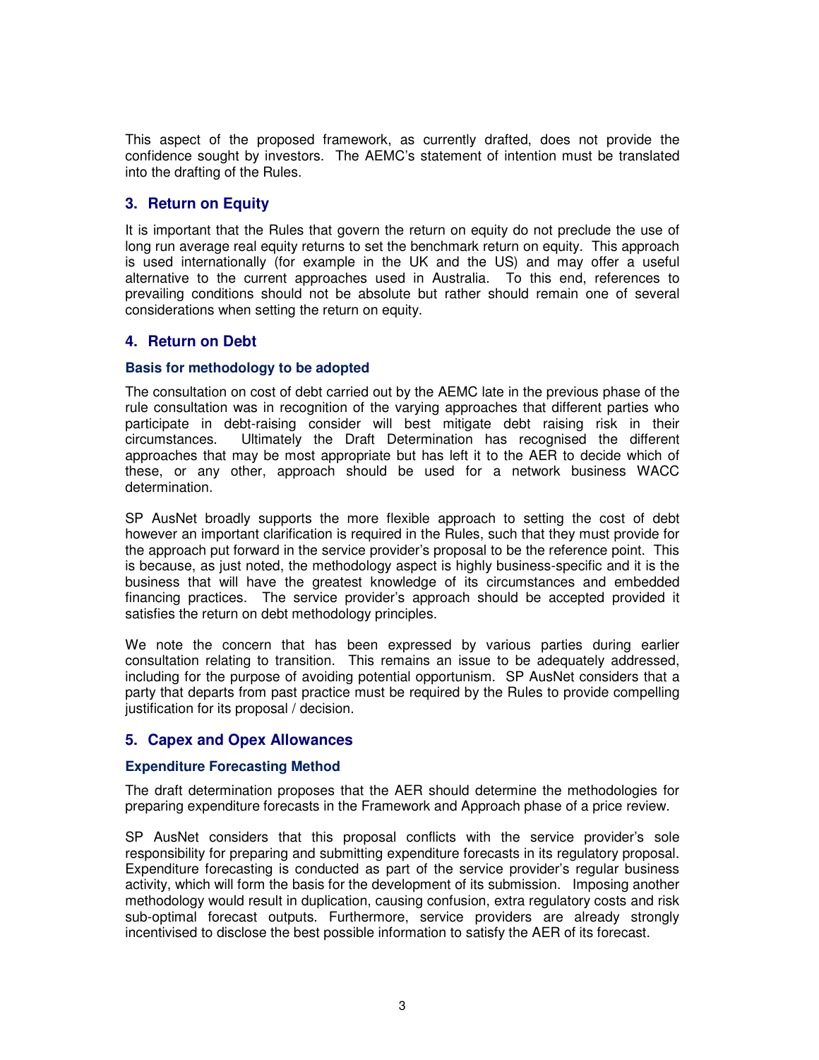This aspect of the proposed framework, as currently drafted, does not provide the confidence sought by investors. The AEMC's statement of intention must be translated into the drafting of the Rules.

## 3. Return on Equity

It is important that the Rules that govern the return on equity do not preclude the use of long run average real equity returns to set the benchmark return on equity. This approach is used internationally (for example in the UK and the US) and may offer a useful alternative to the current approaches used in Australia. To this end, references to prevailing conditions should not be absolute but rather should remain one of several considerations when setting the return on equity.

## 4. Return on Debt

### Basis for methodology to be adopted

The consultation on cost of debt carried out by the AEMC late in the previous phase of the rule consultation was in recognition of the varying approaches that different parties who participate in debt-raising consider will best mitigate debt raising risk in their circumstances. Ultimately the Draft Determination has recognised the different approaches that may be most appropriate but has left it to the AER to decide which of these, or any other, approach should be used for a network business WACC determination.

SP AusNet broadly supports the more flexible approach to setting the cost of debt however an important clarification is required in the Rules, such that they must provide for the approach put forward in the service provider's proposal to be the reference point. This is because, as just noted, the methodology aspect is highly business-specific and it is the business that will have the greatest knowledge of its circumstances and embedded financing practices. The service provider's approach should be accepted provided it satisfies the return on debt methodology principles.

We note the concern that has been expressed by various parties during earlier consultation relating to transition. This remains an issue to be adequately addressed, including for the purpose of avoiding potential opportunism. SP AusNet considers that a party that departs from past practice must be required by the Rules to provide compelling justification for its proposal / decision.

## 5. Capex and Opex Allowances

### Expenditure Forecasting Method

The draft determination proposes that the AER should determine the methodologies for preparing expenditure forecasts in the Framework and Approach phase of a price review.

SP AusNet considers that this proposal conflicts with the service provider's sole responsibility for preparing and submitting expenditure forecasts in its regulatory proposal. Expenditure forecasting is conducted as part of the service provider's regular business activity, which will form the basis for the development of its submission. Imposing another methodology would result in duplication, causing confusion, extra regulatory costs and risk sub-optimal forecast outputs. Furthermore, service providers are already strongly incentivised to disclose the best possible information to satisfy the AER of its forecast.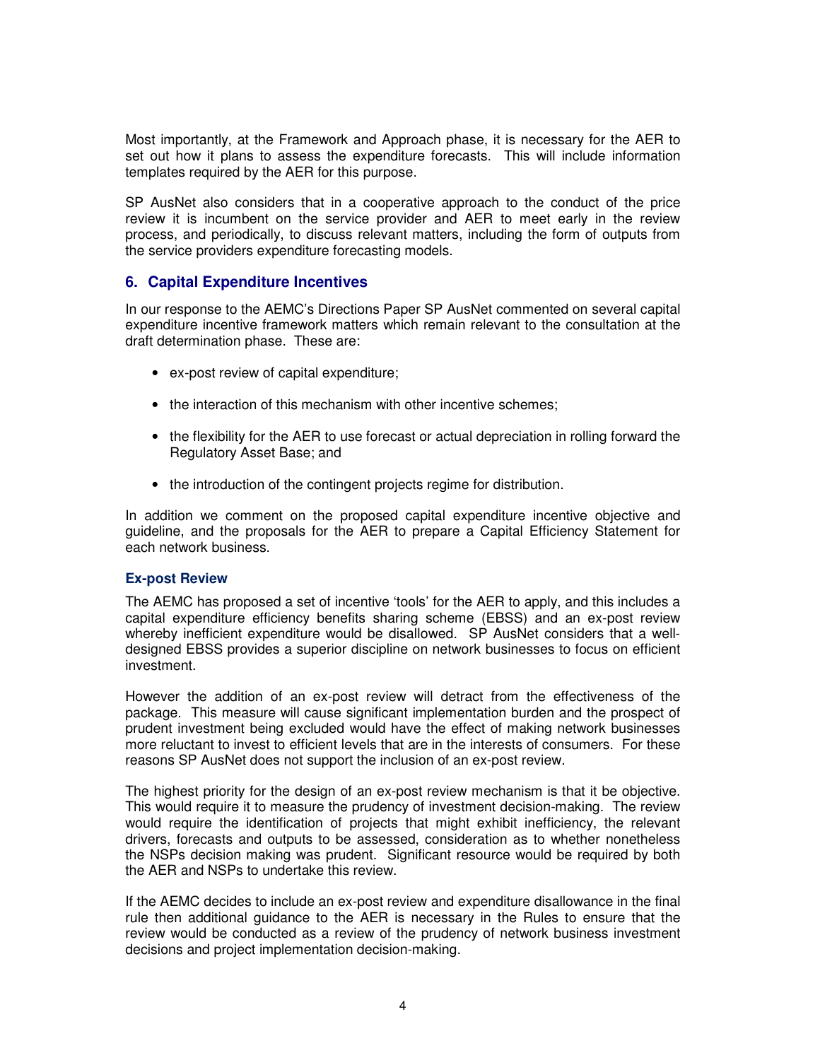Most importantly, at the Framework and Approach phase, it is necessary for the AER to set out how it plans to assess the expenditure forecasts. This will include information templates required by the AER for this purpose.

SP AusNet also considers that in a cooperative approach to the conduct of the price review it is incumbent on the service provider and AER to meet early in the review process, and periodically, to discuss relevant matters, including the form of outputs from the service providers expenditure forecasting models.

## 6. Capital Expenditure Incentives

In our response to the AEMC's Directions Paper SP AusNet commented on several capital expenditure incentive framework matters which remain relevant to the consultation at the draft determination phase. These are:

- ex-post review of capital expenditure;
- the interaction of this mechanism with other incentive schemes;
- the flexibility for the AER to use forecast or actual depreciation in rolling forward the Regulatory Asset Base; and
- the introduction of the contingent projects regime for distribution.

In addition we comment on the proposed capital expenditure incentive objective and guideline, and the proposals for the AER to prepare a Capital Efficiency Statement for each network business.

### Ex-post Review

The AEMC has proposed a set of incentive 'tools' for the AER to apply, and this includes a capital expenditure efficiency benefits sharing scheme (EBSS) and an ex-post review whereby inefficient expenditure would be disallowed. SP AusNet considers that a well-designed EBSS provides a superior discipline on network businesses to focus on efficient investment.

However the addition of an ex-post review will detract from the effectiveness of the package. This measure will cause significant implementation burden and the prospect of prudent investment being excluded would have the effect of making network businesses more reluctant to invest to efficient levels that are in the interests of consumers. For these reasons SP AusNet does not support the inclusion of an ex-post review.

The highest priority for the design of an ex-post review mechanism is that it be objective. This would require it to measure the prudency of investment decision-making. The review would require the identification of projects that might exhibit inefficiency, the relevant drivers, forecasts and outputs to be assessed, consideration as to whether nonetheless the NSPs decision making was prudent. Significant resource would be required by both the AER and NSPs to undertake this review.

If the AEMC decides to include an ex-post review and expenditure disallowance in the final rule then additional guidance to the AER is necessary in the Rules to ensure that the review would be conducted as a review of the prudency of network business investment decisions and project implementation decision-making.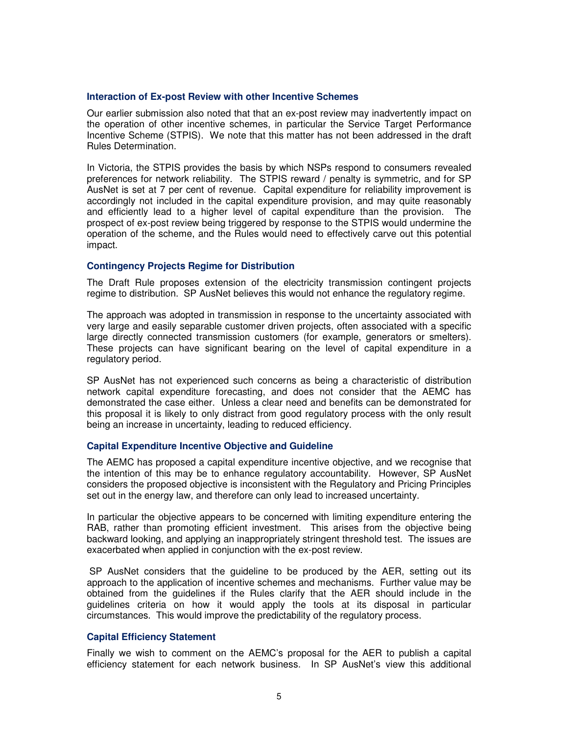### Interaction of Ex-post Review with other Incentive Schemes

Our earlier submission also noted that that an ex-post review may inadvertently impact on the operation of other incentive schemes, in particular the Service Target Performance Incentive Scheme (STPIS). We note that this matter has not been addressed in the draft Rules Determination.

In Victoria, the STPIS provides the basis by which NSPs respond to consumers revealed preferences for network reliability. The STPIS reward / penalty is symmetric, and for SP AusNet is set at 7 per cent of revenue. Capital expenditure for reliability improvement is accordingly not included in the capital expenditure provision, and may quite reasonably and efficiently lead to a higher level of capital expenditure than the provision. The prospect of ex-post review being triggered by response to the STPIS would undermine the operation of the scheme, and the Rules would need to effectively carve out this potential impact.

### Contingency Projects Regime for Distribution

The Draft Rule proposes extension of the electricity transmission contingent projects regime to distribution. SP AusNet believes this would not enhance the regulatory regime.

The approach was adopted in transmission in response to the uncertainty associated with very large and easily separable customer driven projects, often associated with a specific large directly connected transmission customers (for example, generators or smelters). These projects can have significant bearing on the level of capital expenditure in a regulatory period.

SP AusNet has not experienced such concerns as being a characteristic of distribution network capital expenditure forecasting, and does not consider that the AEMC has demonstrated the case either. Unless a clear need and benefits can be demonstrated for this proposal it is likely to only distract from good regulatory process with the only result being an increase in uncertainty, leading to reduced efficiency.

### Capital Expenditure Incentive Objective and Guideline

The AEMC has proposed a capital expenditure incentive objective, and we recognise that the intention of this may be to enhance regulatory accountability. However, SP AusNet considers the proposed objective is inconsistent with the Regulatory and Pricing Principles set out in the energy law, and therefore can only lead to increased uncertainty.

In particular the objective appears to be concerned with limiting expenditure entering the RAB, rather than promoting efficient investment. This arises from the objective being backward looking, and applying an inappropriately stringent threshold test. The issues are exacerbated when applied in conjunction with the ex-post review.

SP AusNet considers that the guideline to be produced by the AER, setting out its approach to the application of incentive schemes and mechanisms. Further value may be obtained from the guidelines if the Rules clarify that the AER should include in the guidelines criteria on how it would apply the tools at its disposal in particular circumstances. This would improve the predictability of the regulatory process.

### Capital Efficiency Statement

Finally we wish to comment on the AEMC's proposal for the AER to publish a capital efficiency statement for each network business. In SP AusNet's view this additional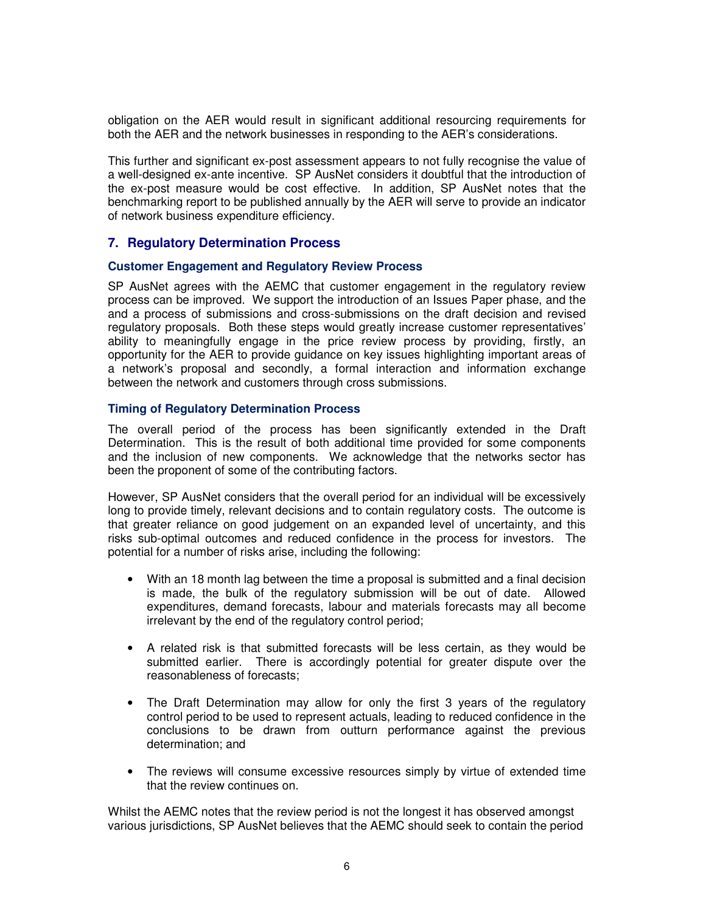obligation on the AER would result in significant additional resourcing requirements for both the AER and the network businesses in responding to the AER's considerations.

This further and significant ex-post assessment appears to not fully recognise the value of a well-designed ex-ante incentive. SP AusNet considers it doubtful that the introduction of the ex-post measure would be cost effective. In addition, SP AusNet notes that the benchmarking report to be published annually by the AER will serve to provide an indicator of network business expenditure efficiency.

## 7. Regulatory Determination Process

### Customer Engagement and Regulatory Review Process

SP AusNet agrees with the AEMC that customer engagement in the regulatory review process can be improved. We support the introduction of an Issues Paper phase, and the and a process of submissions and cross-submissions on the draft decision and revised regulatory proposals. Both these steps would greatly increase customer representatives' ability to meaningfully engage in the price review process by providing, firstly, an opportunity for the AER to provide guidance on key issues highlighting important areas of a network's proposal and secondly, a formal interaction and information exchange between the network and customers through cross submissions.

### Timing of Regulatory Determination Process

The overall period of the process has been significantly extended in the Draft Determination. This is the result of both additional time provided for some components and the inclusion of new components. We acknowledge that the networks sector has been the proponent of some of the contributing factors.

However, SP AusNet considers that the overall period for an individual will be excessively long to provide timely, relevant decisions and to contain regulatory costs. The outcome is that greater reliance on good judgement on an expanded level of uncertainty, and this risks sub-optimal outcomes and reduced confidence in the process for investors. The potential for a number of risks arise, including the following:

- With an 18 month lag between the time a proposal is submitted and a final decision is made, the bulk of the regulatory submission will be out of date. Allowed expenditures, demand forecasts, labour and materials forecasts may all become irrelevant by the end of the regulatory control period;
- A related risk is that submitted forecasts will be less certain, as they would be submitted earlier. There is accordingly potential for greater dispute over the reasonableness of forecasts;
- The Draft Determination may allow for only the first 3 years of the regulatory control period to be used to represent actuals, leading to reduced confidence in the conclusions to be drawn from outturn performance against the previous determination; and
- The reviews will consume excessive resources simply by virtue of extended time that the review continues on.

Whilst the AEMC notes that the review period is not the longest it has observed amongst various jurisdictions, SP AusNet believes that the AEMC should seek to contain the period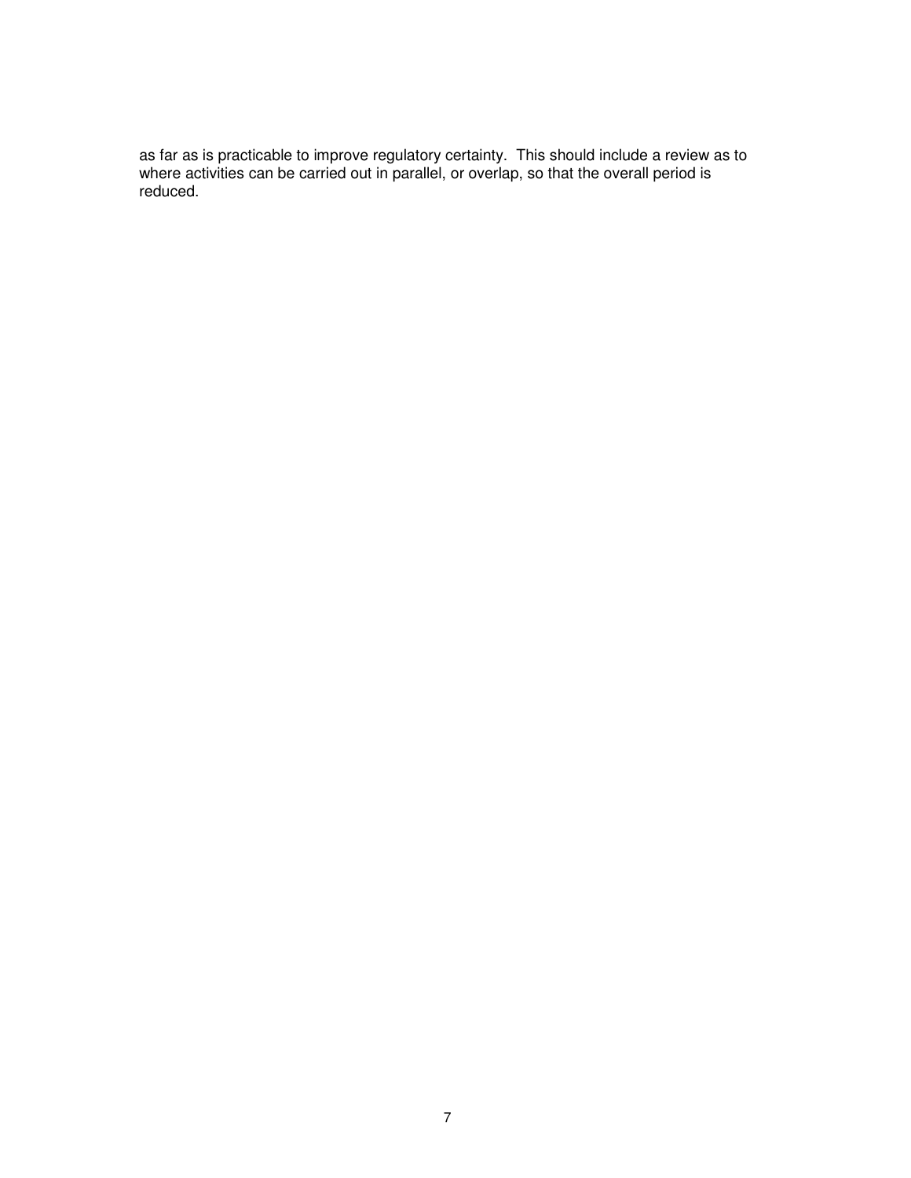as far as is practicable to improve regulatory certainty. This should include a review as to where activities can be carried out in parallel, or overlap, so that the overall period is reduced.